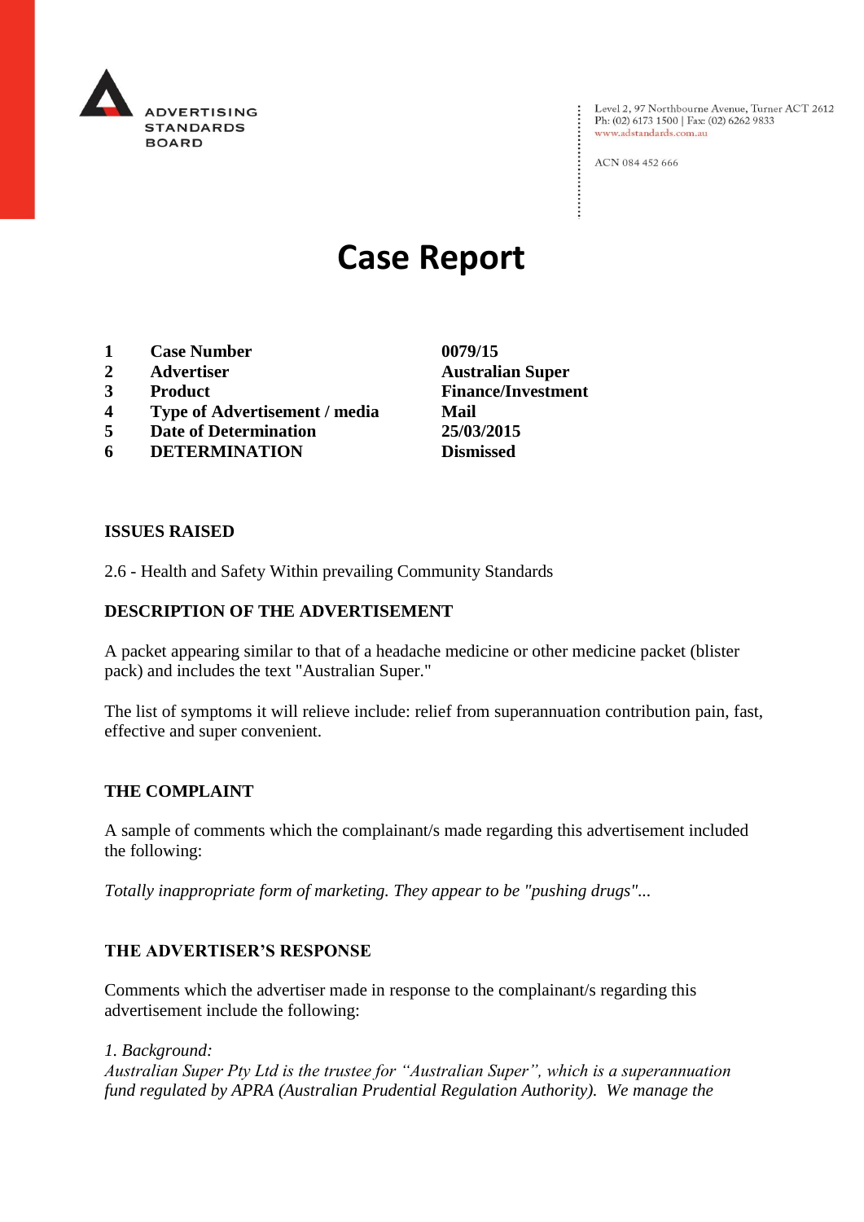ADVERTISING STANDARDS BOARD

Level 2, 97 Northbourne Avenue, Turner ACT 2612
Ph: (02) 6173 1500 | Fax: (02) 6262 9833
www.adstandards.com.au

ACN 084 452 666

# Case Report

| | | |
|---|---|---|
| **1** | **Case Number** | **0079/15** |
| **2** | **Advertiser** | **Australian Super** |
| **3** | **Product** | **Finance/Investment** |
| **4** | **Type of Advertisement / media** | **Mail** |
| **5** | **Date of Determination** | **25/03/2015** |
| **6** | **DETERMINATION** | **Dismissed** |

**ISSUES RAISED**

2.6 - Health and Safety Within prevailing Community Standards

**DESCRIPTION OF THE ADVERTISEMENT**

A packet appearing similar to that of a headache medicine or other medicine packet (blister pack) and includes the text "Australian Super."

The list of symptoms it will relieve include: relief from superannuation contribution pain, fast, effective and super convenient.

**THE COMPLAINT**

A sample of comments which the complainant/s made regarding this advertisement included the following:

*Totally inappropriate form of marketing. They appear to be "pushing drugs"...*

**THE ADVERTISER'S RESPONSE**

Comments which the advertiser made in response to the complainant/s regarding this advertisement include the following:

*1. Background:*
*Australian Super Pty Ltd is the trustee for "Australian Super", which is a superannuation fund regulated by APRA (Australian Prudential Regulation Authority). We manage the*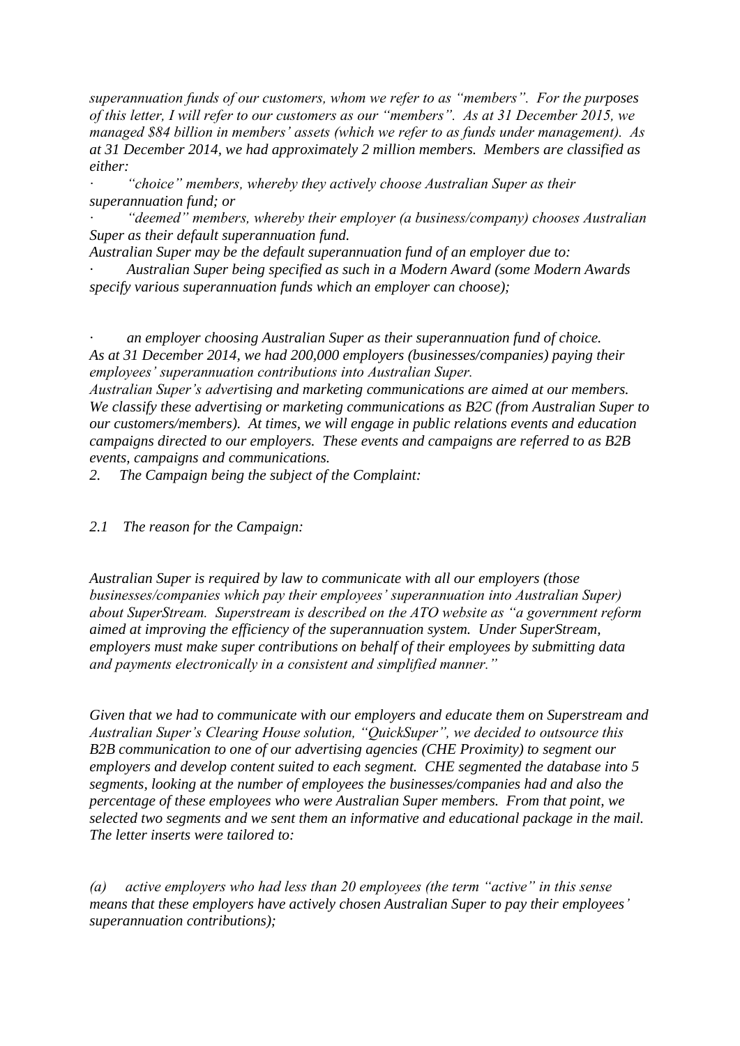*superannuation funds of our customers, whom we refer to as "members". For the purposes of this letter, I will refer to our customers as our "members". As at 31 December 2015, we managed $84 billion in members' assets (which we refer to as funds under management). As at 31 December 2014, we had approximately 2 million members. Members are classified as either:*

- *"choice" members, whereby they actively choose Australian Super as their superannuation fund; or*
- *"deemed" members, whereby their employer (a business/company) chooses Australian Super as their default superannuation fund.*

*Australian Super may be the default superannuation fund of an employer due to:*

- *Australian Super being specified as such in a Modern Award (some Modern Awards specify various superannuation funds which an employer can choose);*

- *an employer choosing Australian Super as their superannuation fund of choice.*

*As at 31 December 2014, we had 200,000 employers (businesses/companies) paying their employees' superannuation contributions into Australian Super.*

*Australian Super's advertising and marketing communications are aimed at our members. We classify these advertising or marketing communications as B2C (from Australian Super to our customers/members). At times, we will engage in public relations events and education campaigns directed to our employers. These events and campaigns are referred to as B2B events, campaigns and communications.*

*2. The Campaign being the subject of the Complaint:*

*2.1 The reason for the Campaign:*

*Australian Super is required by law to communicate with all our employers (those businesses/companies which pay their employees' superannuation into Australian Super) about SuperStream. Superstream is described on the ATO website as "a government reform aimed at improving the efficiency of the superannuation system. Under SuperStream, employers must make super contributions on behalf of their employees by submitting data and payments electronically in a consistent and simplified manner."*

*Given that we had to communicate with our employers and educate them on Superstream and Australian Super's Clearing House solution, "QuickSuper", we decided to outsource this B2B communication to one of our advertising agencies (CHE Proximity) to segment our employers and develop content suited to each segment. CHE segmented the database into 5 segments, looking at the number of employees the businesses/companies had and also the percentage of these employees who were Australian Super members. From that point, we selected two segments and we sent them an informative and educational package in the mail. The letter inserts were tailored to:*

*(a) active employers who had less than 20 employees (the term "active" in this sense means that these employers have actively chosen Australian Super to pay their employees' superannuation contributions);*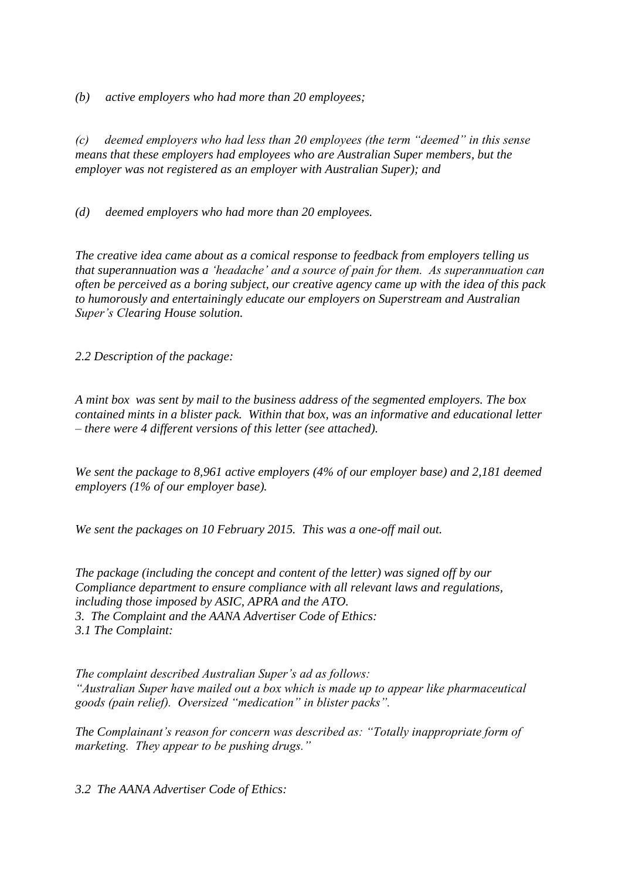*(b) active employers who had more than 20 employees;*

*(c) deemed employers who had less than 20 employees (the term "deemed" in this sense means that these employers had employees who are Australian Super members, but the employer was not registered as an employer with Australian Super); and*

*(d) deemed employers who had more than 20 employees.*

*The creative idea came about as a comical response to feedback from employers telling us that superannuation was a 'headache' and a source of pain for them. As superannuation can often be perceived as a boring subject, our creative agency came up with the idea of this pack to humorously and entertainingly educate our employers on Superstream and Australian Super's Clearing House solution.*

*2.2 Description of the package:*

*A mint box was sent by mail to the business address of the segmented employers. The box contained mints in a blister pack. Within that box, was an informative and educational letter – there were 4 different versions of this letter (see attached).*

*We sent the package to 8,961 active employers (4% of our employer base) and 2,181 deemed employers (1% of our employer base).*

*We sent the packages on 10 February 2015. This was a one-off mail out.*

*The package (including the concept and content of the letter) was signed off by our Compliance department to ensure compliance with all relevant laws and regulations, including those imposed by ASIC, APRA and the ATO.*

*3. The Complaint and the AANA Advertiser Code of Ethics:*

*3.1 The Complaint:*

*The complaint described Australian Super's ad as follows:*
*"Australian Super have mailed out a box which is made up to appear like pharmaceutical goods (pain relief). Oversized "medication" in blister packs".*

*The Complainant's reason for concern was described as: "Totally inappropriate form of marketing. They appear to be pushing drugs."*

*3.2 The AANA Advertiser Code of Ethics:*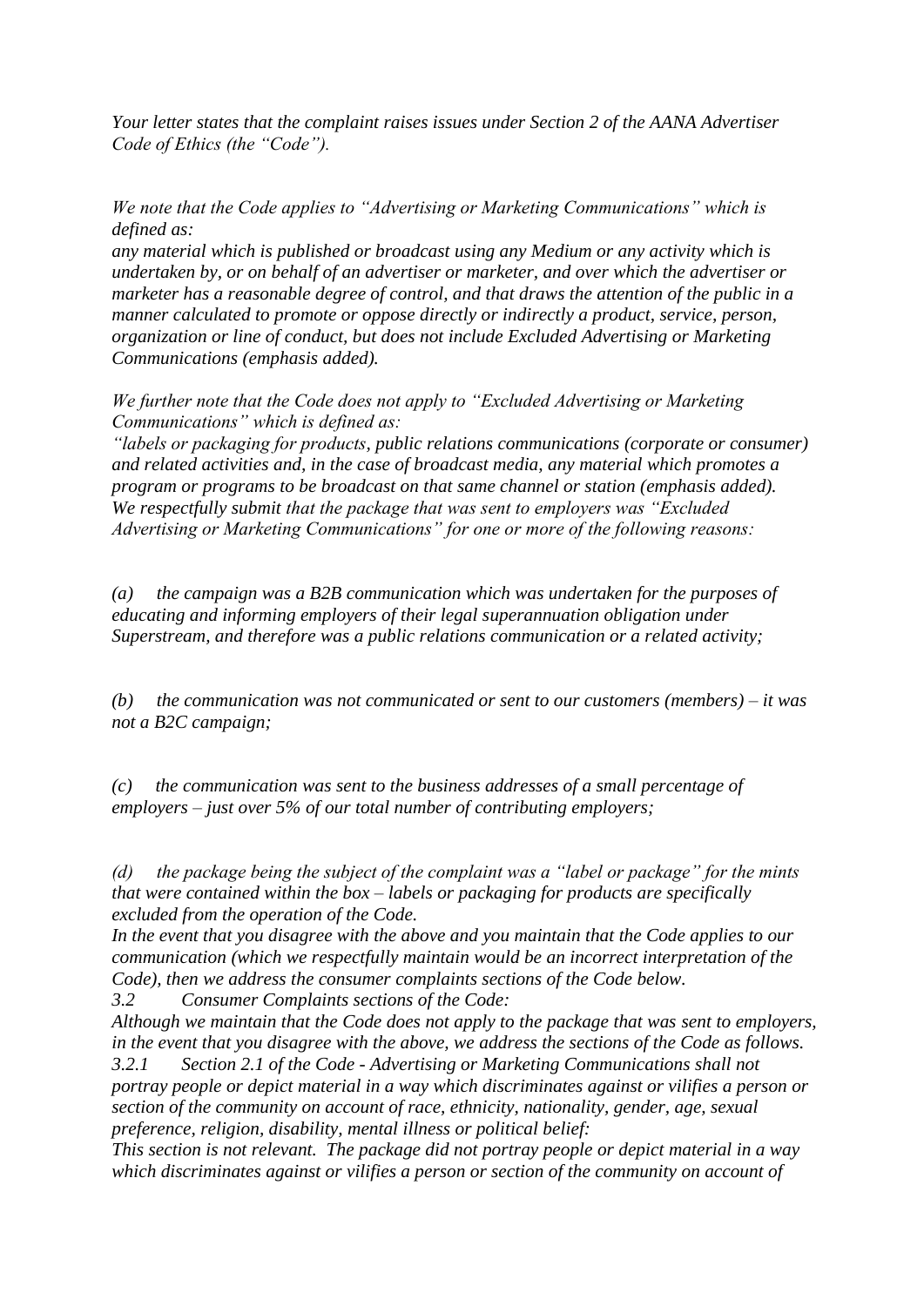*Your letter states that the complaint raises issues under Section 2 of the AANA Advertiser Code of Ethics (the "Code").*

*We note that the Code applies to "Advertising or Marketing Communications" which is defined as:*
*any material which is published or broadcast using any Medium or any activity which is undertaken by, or on behalf of an advertiser or marketer, and over which the advertiser or marketer has a reasonable degree of control, and that draws the attention of the public in a manner calculated to promote or oppose directly or indirectly a product, service, person, organization or line of conduct, but does not include Excluded Advertising or Marketing Communications (emphasis added).*

*We further note that the Code does not apply to "Excluded Advertising or Marketing Communications" which is defined as:*
*"labels or packaging for products, public relations communications (corporate or consumer) and related activities and, in the case of broadcast media, any material which promotes a program or programs to be broadcast on that same channel or station (emphasis added).*
*We respectfully submit that the package that was sent to employers was "Excluded Advertising or Marketing Communications" for one or more of the following reasons:*

*(a) the campaign was a B2B communication which was undertaken for the purposes of educating and informing employers of their legal superannuation obligation under Superstream, and therefore was a public relations communication or a related activity;*

*(b) the communication was not communicated or sent to our customers (members) – it was not a B2C campaign;*

*(c) the communication was sent to the business addresses of a small percentage of employers – just over 5% of our total number of contributing employers;*

*(d) the package being the subject of the complaint was a "label or package" for the mints that were contained within the box – labels or packaging for products are specifically excluded from the operation of the Code.*
*In the event that you disagree with the above and you maintain that the Code applies to our communication (which we respectfully maintain would be an incorrect interpretation of the Code), then we address the consumer complaints sections of the Code below.*
*3.2 Consumer Complaints sections of the Code:*
*Although we maintain that the Code does not apply to the package that was sent to employers, in the event that you disagree with the above, we address the sections of the Code as follows.*
*3.2.1 Section 2.1 of the Code - Advertising or Marketing Communications shall not portray people or depict material in a way which discriminates against or vilifies a person or section of the community on account of race, ethnicity, nationality, gender, age, sexual preference, religion, disability, mental illness or political belief:*
*This section is not relevant. The package did not portray people or depict material in a way which discriminates against or vilifies a person or section of the community on account of*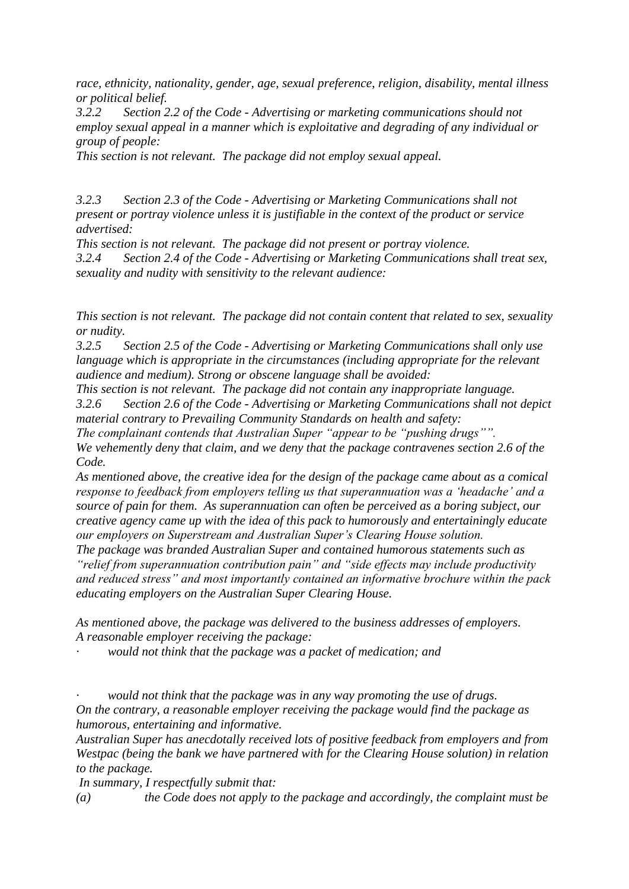*race, ethnicity, nationality, gender, age, sexual preference, religion, disability, mental illness or political belief.*

*3.2.2 Section 2.2 of the Code - Advertising or marketing communications should not employ sexual appeal in a manner which is exploitative and degrading of any individual or group of people:*

*This section is not relevant. The package did not employ sexual appeal.*

*3.2.3 Section 2.3 of the Code - Advertising or Marketing Communications shall not present or portray violence unless it is justifiable in the context of the product or service advertised:*

*This section is not relevant. The package did not present or portray violence.*

*3.2.4 Section 2.4 of the Code - Advertising or Marketing Communications shall treat sex, sexuality and nudity with sensitivity to the relevant audience:*

*This section is not relevant. The package did not contain content that related to sex, sexuality or nudity.*

*3.2.5 Section 2.5 of the Code - Advertising or Marketing Communications shall only use language which is appropriate in the circumstances (including appropriate for the relevant audience and medium). Strong or obscene language shall be avoided:*

*This section is not relevant. The package did not contain any inappropriate language.*

*3.2.6 Section 2.6 of the Code - Advertising or Marketing Communications shall not depict material contrary to Prevailing Community Standards on health and safety:*

*The complainant contends that Australian Super "appear to be "pushing drugs"".*

*We vehemently deny that claim, and we deny that the package contravenes section 2.6 of the Code.*

*As mentioned above, the creative idea for the design of the package came about as a comical response to feedback from employers telling us that superannuation was a 'headache' and a source of pain for them. As superannuation can often be perceived as a boring subject, our creative agency came up with the idea of this pack to humorously and entertainingly educate our employers on Superstream and Australian Super's Clearing House solution.*

*The package was branded Australian Super and contained humorous statements such as "relief from superannuation contribution pain" and "side effects may include productivity and reduced stress" and most importantly contained an informative brochure within the pack educating employers on the Australian Super Clearing House.*

*As mentioned above, the package was delivered to the business addresses of employers. A reasonable employer receiving the package:*

- *would not think that the package was a packet of medication; and*
- *would not think that the package was in any way promoting the use of drugs.*

*On the contrary, a reasonable employer receiving the package would find the package as humorous, entertaining and informative.*

*Australian Super has anecdotally received lots of positive feedback from employers and from Westpac (being the bank we have partnered with for the Clearing House solution) in relation to the package.*

*In summary, I respectfully submit that:*

*(a) the Code does not apply to the package and accordingly, the complaint must be*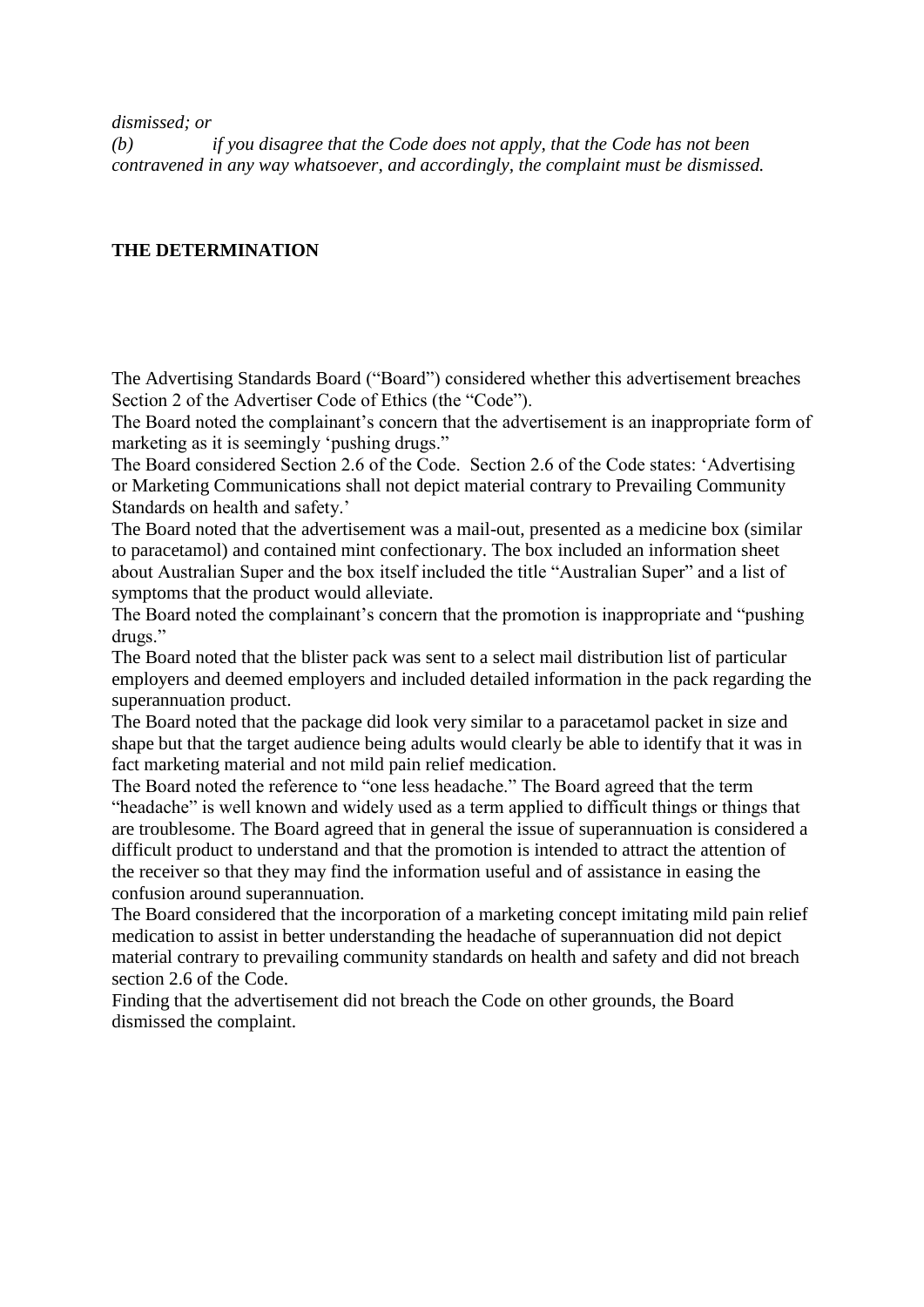*dismissed; or*

*(b) if you disagree that the Code does not apply, that the Code has not been contravened in any way whatsoever, and accordingly, the complaint must be dismissed.*

**THE DETERMINATION**

The Advertising Standards Board ("Board") considered whether this advertisement breaches Section 2 of the Advertiser Code of Ethics (the "Code").

The Board noted the complainant's concern that the advertisement is an inappropriate form of marketing as it is seemingly 'pushing drugs."

The Board considered Section 2.6 of the Code. Section 2.6 of the Code states: 'Advertising or Marketing Communications shall not depict material contrary to Prevailing Community Standards on health and safety.'

The Board noted that the advertisement was a mail-out, presented as a medicine box (similar to paracetamol) and contained mint confectionary. The box included an information sheet about Australian Super and the box itself included the title "Australian Super" and a list of symptoms that the product would alleviate.

The Board noted the complainant's concern that the promotion is inappropriate and "pushing drugs."

The Board noted that the blister pack was sent to a select mail distribution list of particular employers and deemed employers and included detailed information in the pack regarding the superannuation product.

The Board noted that the package did look very similar to a paracetamol packet in size and shape but that the target audience being adults would clearly be able to identify that it was in fact marketing material and not mild pain relief medication.

The Board noted the reference to "one less headache." The Board agreed that the term "headache" is well known and widely used as a term applied to difficult things or things that are troublesome. The Board agreed that in general the issue of superannuation is considered a difficult product to understand and that the promotion is intended to attract the attention of the receiver so that they may find the information useful and of assistance in easing the confusion around superannuation.

The Board considered that the incorporation of a marketing concept imitating mild pain relief medication to assist in better understanding the headache of superannuation did not depict material contrary to prevailing community standards on health and safety and did not breach section 2.6 of the Code.

Finding that the advertisement did not breach the Code on other grounds, the Board dismissed the complaint.